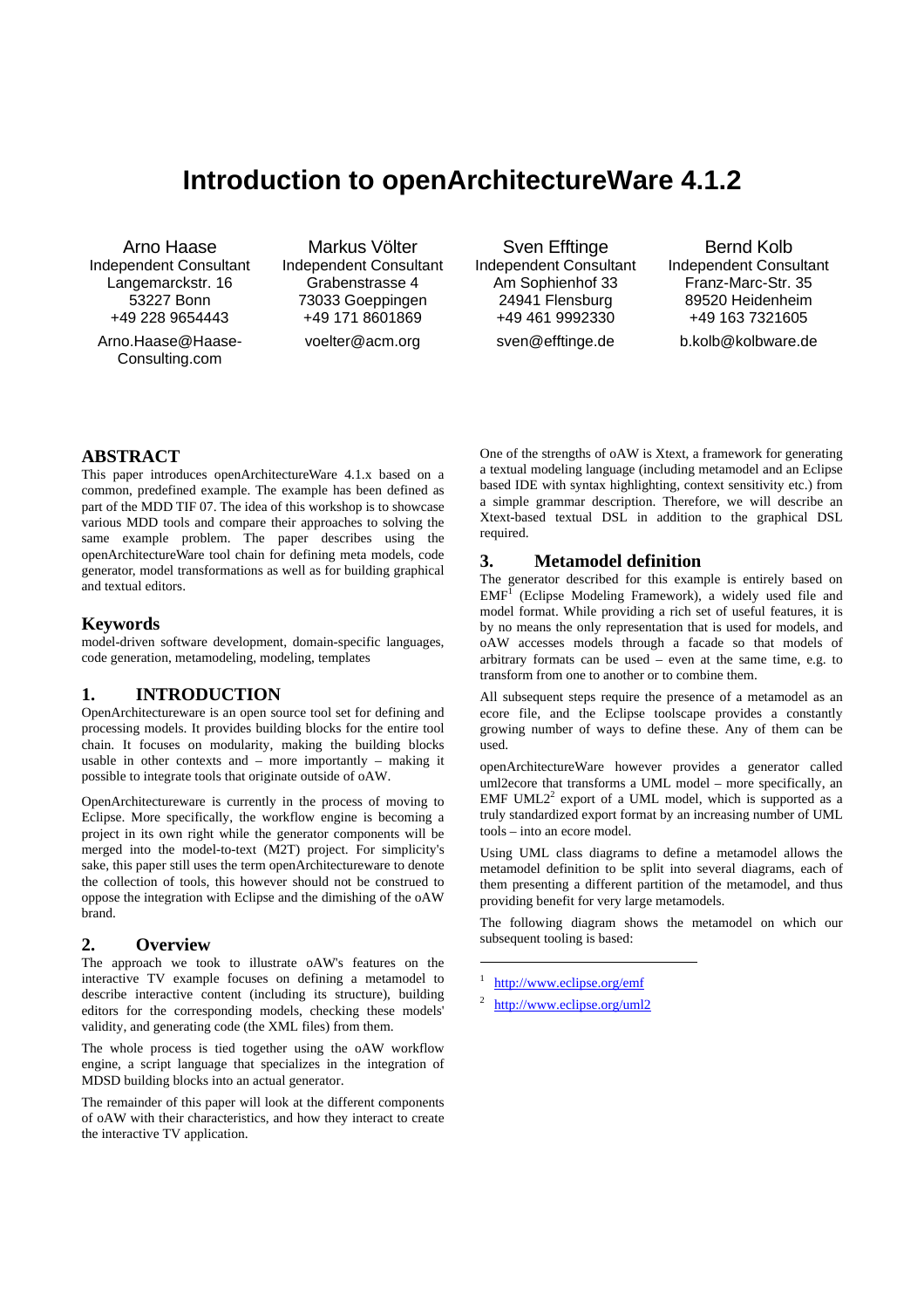# Introduction to openArchitectureWare 4.1.2

Arno Haase
Independent Consultant
Langemarckstr. 16
53227 Bonn
+49 228 9654443
Arno.Haase@Haase-Consulting.com

Markus Völter
Independent Consultant
Grabenstrasse 4
73033 Goeppingen
+49 171 8601869
voelter@acm.org

Sven Efftinge
Independent Consultant
Am Sophienhof 33
24941 Flensburg
+49 461 9992330
sven@efftinge.de

Bernd Kolb
Independent Consultant
Franz-Marc-Str. 35
89520 Heidenheim
+49 163 7321605
b.kolb@kolbware.de

## ABSTRACT

This paper introduces openArchitectureWare 4.1.x based on a common, predefined example. The example has been defined as part of the MDD TIF 07. The idea of this workshop is to showcase various MDD tools and compare their approaches to solving the same example problem. The paper describes using the openArchitectureWare tool chain for defining meta models, code generator, model transformations as well as for building graphical and textual editors.

## Keywords

model-driven software development, domain-specific languages, code generation, metamodeling, modeling, templates

## 1. INTRODUCTION

OpenArchitectureware is an open source tool set for defining and processing models. It provides building blocks for the entire tool chain. It focuses on modularity, making the building blocks usable in other contexts and – more importantly – making it possible to integrate tools that originate outside of oAW.

OpenArchitectureware is currently in the process of moving to Eclipse. More specifically, the workflow engine is becoming a project in its own right while the generator components will be merged into the model-to-text (M2T) project. For simplicity's sake, this paper still uses the term openArchitectureware to denote the collection of tools, this however should not be construed to oppose the integration with Eclipse and the dimishing of the oAW brand.

## 2. Overview

The approach we took to illustrate oAW's features on the interactive TV example focuses on defining a metamodel to describe interactive content (including its structure), building editors for the corresponding models, checking these models' validity, and generating code (the XML files) from them.

The whole process is tied together using the oAW workflow engine, a script language that specializes in the integration of MDSD building blocks into an actual generator.

The remainder of this paper will look at the different components of oAW with their characteristics, and how they interact to create the interactive TV application.

One of the strengths of oAW is Xtext, a framework for generating a textual modeling language (including metamodel and an Eclipse based IDE with syntax highlighting, context sensitivity etc.) from a simple grammar description. Therefore, we will describe an Xtext-based textual DSL in addition to the graphical DSL required.

## 3. Metamodel definition

The generator described for this example is entirely based on EMF[1] (Eclipse Modeling Framework), a widely used file and model format. While providing a rich set of useful features, it is by no means the only representation that is used for models, and oAW accesses models through a facade so that models of arbitrary formats can be used – even at the same time, e.g. to transform from one to another or to combine them.

All subsequent steps require the presence of a metamodel as an ecore file, and the Eclipse toolscape provides a constantly growing number of ways to define these. Any of them can be used.

openArchitectureWare however provides a generator called uml2ecore that transforms a UML model – more specifically, an EMF UML2[2] export of a UML model, which is supported as a truly standardized export format by an increasing number of UML tools – into an ecore model.

Using UML class diagrams to define a metamodel allows the metamodel definition to be split into several diagrams, each of them presenting a different partition of the metamodel, and thus providing benefit for very large metamodels.

The following diagram shows the metamodel on which our subsequent tooling is based:

---

[1] http://www.eclipse.org/emf

[2] http://www.eclipse.org/uml2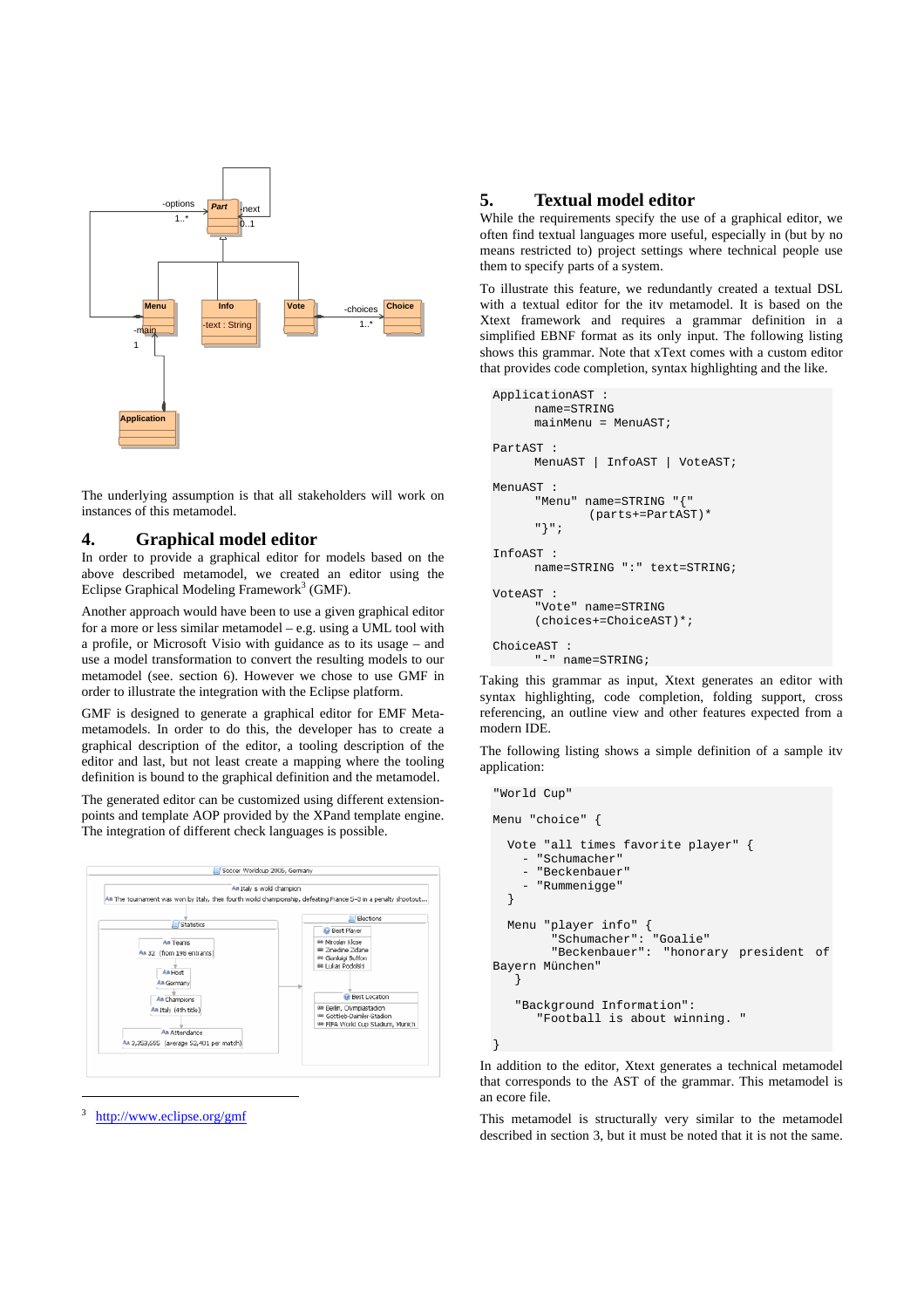The underlying assumption is that all stakeholders will work on instances of this metamodel.

## 4. Graphical model editor

In order to provide a graphical editor for models based on the above described metamodel, we created an editor using the Eclipse Graphical Modeling Framework[3] (GMF).

Another approach would have been to use a given graphical editor for a more or less similar metamodel – e.g. using a UML tool with a profile, or Microsoft Visio with guidance as to its usage – and use a model transformation to convert the resulting models to our metamodel (see. section 6). However we chose to use GMF in order to illustrate the integration with the Eclipse platform.

GMF is designed to generate a graphical editor for EMF Meta-metamodels. In order to do this, the developer has to create a graphical description of the editor, a tooling description of the editor and last, but not least create a mapping where the tooling definition is bound to the graphical definition and the metamodel.

The generated editor can be customized using different extension-points and template AOP provided by the XPand template engine. The integration of different check languages is possible.

[3] http://www.eclipse.org/gmf

## 5. Textual model editor

While the requirements specify the use of a graphical editor, we often find textual languages more useful, especially in (but by no means restricted to) project settings where technical people use them to specify parts of a system.

To illustrate this feature, we redundantly created a textual DSL with a textual editor for the itv metamodel. It is based on the Xtext framework and requires a grammar definition in a simplified EBNF format as its only input. The following listing shows this grammar. Note that xText comes with a custom editor that provides code completion, syntax highlighting and the like.

```
ApplicationAST :
      name=STRING
      mainMenu = MenuAST;

PartAST :
      MenuAST | InfoAST | VoteAST;

MenuAST :
      "Menu" name=STRING "{"
              (parts+=PartAST)*
      "}";

InfoAST :
      name=STRING ":" text=STRING;

VoteAST :
      "Vote" name=STRING
      (choices+=ChoiceAST)*;

ChoiceAST :
      "-" name=STRING;
```

Taking this grammar as input, Xtext generates an editor with syntax highlighting, code completion, folding support, cross referencing, an outline view and other features expected from a modern IDE.

The following listing shows a simple definition of a sample itv application:

```
"World Cup"

Menu "choice" {

  Vote "all times favorite player" {
    - "Schumacher"
    - "Beckenbauer"
    - "Rummenigge"
  }

  Menu "player info" {
        "Schumacher": "Goalie"
        "Beckenbauer":  "honorary  president  of
Bayern München"
   }

   "Background Information":
      "Football is about winning. "

}
```

In addition to the editor, Xtext generates a technical metamodel that corresponds to the AST of the grammar. This metamodel is an ecore file.

This metamodel is structurally very similar to the metamodel described in section 3, but it must be noted that it is not the same.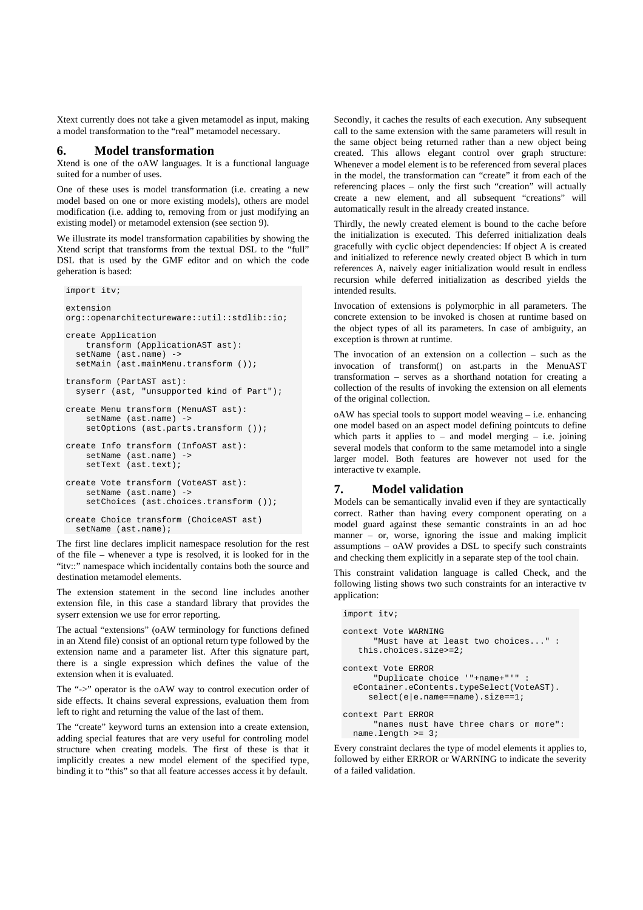Xtext currently does not take a given metamodel as input, making a model transformation to the "real" metamodel necessary.

## 6. Model transformation

Xtend is one of the oAW languages. It is a functional language suited for a number of uses.

One of these uses is model transformation (i.e. creating a new model based on one or more existing models), others are model modification (i.e. adding to, removing from or just modifying an existing model) or metamodel extension (see section 9).

We illustrate its model transformation capabilities by showing the Xtend script that transforms from the textual DSL to the "full" DSL that is used by the GMF editor and on which the code geheration is based:

```
import itv;

extension
org::openarchitectureware::util::stdlib::io;

create Application
    transform (ApplicationAST ast):
  setName (ast.name) ->
  setMain (ast.mainMenu.transform ());

transform (PartAST ast):
  syserr (ast, "unsupported kind of Part");

create Menu transform (MenuAST ast):
    setName (ast.name) ->
    setOptions (ast.parts.transform ());

create Info transform (InfoAST ast):
    setName (ast.name) ->
    setText (ast.text);

create Vote transform (VoteAST ast):
    setName (ast.name) ->
    setChoices (ast.choices.transform ());

create Choice transform (ChoiceAST ast)
  setName (ast.name);
```

The first line declares implicit namespace resolution for the rest of the file – whenever a type is resolved, it is looked for in the "itv::" namespace which incidentally contains both the source and destination metamodel elements.

The extension statement in the second line includes another extension file, in this case a standard library that provides the syserr extension we use for error reporting.

The actual "extensions" (oAW terminology for functions defined in an Xtend file) consist of an optional return type followed by the extension name and a parameter list. After this signature part, there is a single expression which defines the value of the extension when it is evaluated.

The "->" operator is the oAW way to control execution order of side effects. It chains several expressions, evaluation them from left to right and returning the value of the last of them.

The "create" keyword turns an extension into a create extension, adding special features that are very useful for controling model structure when creating models. The first of these is that it implicitly creates a new model element of the specified type, binding it to "this" so that all feature accesses access it by default.

Secondly, it caches the results of each execution. Any subsequent call to the same extension with the same parameters will result in the same object being returned rather than a new object being created. This allows elegant control over graph structure: Whenever a model element is to be referenced from several places in the model, the transformation can "create" it from each of the referencing places – only the first such "creation" will actually create a new element, and all subsequent "creations" will automatically result in the already created instance.

Thirdly, the newly created element is bound to the cache before the initialization is executed. This deferred initialization deals gracefully with cyclic object dependencies: If object A is created and initialized to reference newly created object B which in turn references A, naively eager initialization would result in endless recursion while deferred initialization as described yields the intended results.

Invocation of extensions is polymorphic in all parameters. The concrete extension to be invoked is chosen at runtime based on the object types of all its parameters. In case of ambiguity, an exception is thrown at runtime.

The invocation of an extension on a collection – such as the invocation of transform() on ast.parts in the MenuAST transformation – serves as a shorthand notation for creating a collection of the results of invoking the extension on all elements of the original collection.

oAW has special tools to support model weaving – i.e. enhancing one model based on an aspect model defining pointcuts to define which parts it applies to – and model merging – i.e. joining several models that conform to the same metamodel into a single larger model. Both features are however not used for the interactive tv example.

## 7. Model validation

Models can be semantically invalid even if they are syntactically correct. Rather than having every component operating on a model guard against these semantic constraints in an ad hoc manner – or, worse, ignoring the issue and making implicit assumptions – oAW provides a DSL to specify such constraints and checking them explicitly in a separate step of the tool chain.

This constraint validation language is called Check, and the following listing shows two such constraints for an interactive tv application:

```
import itv;

context Vote WARNING
      "Must have at least two choices..." :
   this.choices.size>=2;

context Vote ERROR
      "Duplicate choice '"+name+"'" :
  eContainer.eContents.typeSelect(VoteAST).
     select(e|e.name==name).size==1;

context Part ERROR
      "names must have three chars or more":
  name.length >= 3;
```

Every constraint declares the type of model elements it applies to, followed by either ERROR or WARNING to indicate the severity of a failed validation.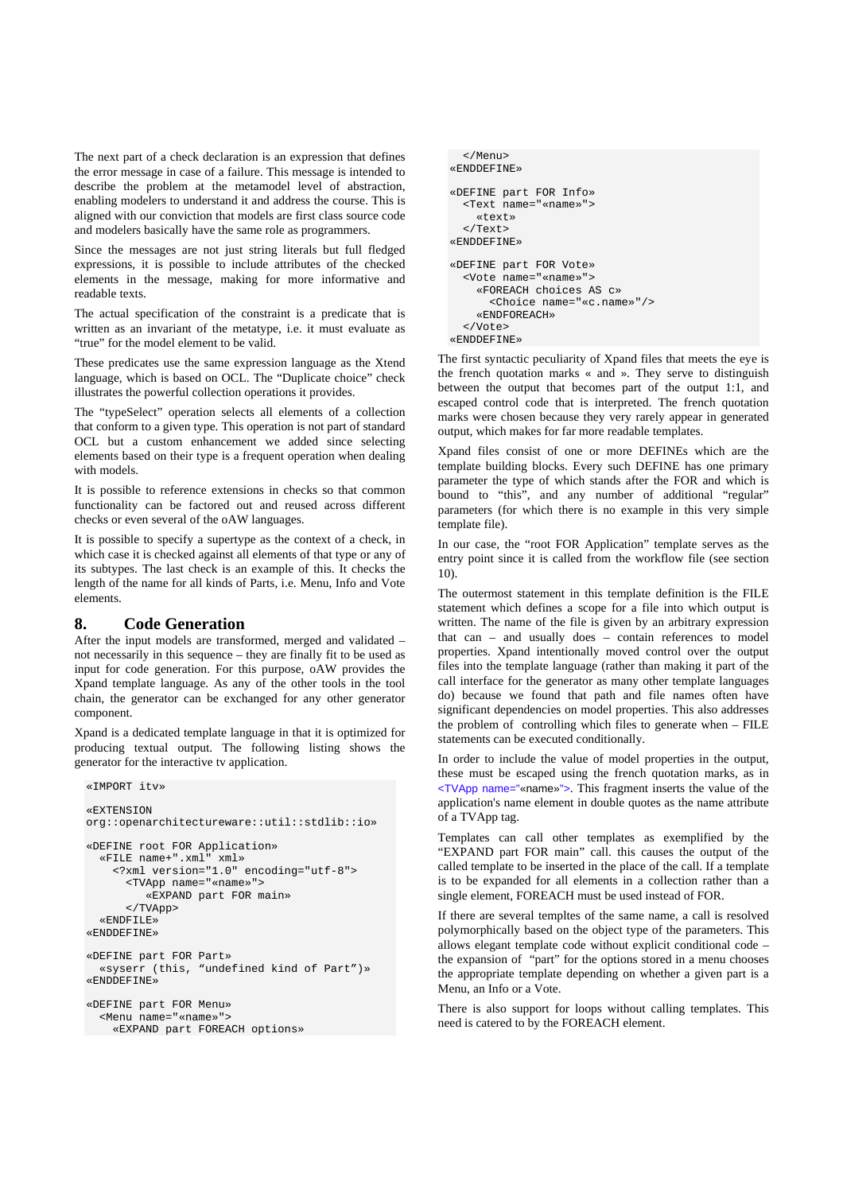The next part of a check declaration is an expression that defines the error message in case of a failure. This message is intended to describe the problem at the metamodel level of abstraction, enabling modelers to understand it and address the course. This is aligned with our conviction that models are first class source code and modelers basically have the same role as programmers.

Since the messages are not just string literals but full fledged expressions, it is possible to include attributes of the checked elements in the message, making for more informative and readable texts.

The actual specification of the constraint is a predicate that is written as an invariant of the metatype, i.e. it must evaluate as "true" for the model element to be valid.

These predicates use the same expression language as the Xtend language, which is based on OCL. The "Duplicate choice" check illustrates the powerful collection operations it provides.

The "typeSelect" operation selects all elements of a collection that conform to a given type. This operation is not part of standard OCL but a custom enhancement we added since selecting elements based on their type is a frequent operation when dealing with models.

It is possible to reference extensions in checks so that common functionality can be factored out and reused across different checks or even several of the oAW languages.

It is possible to specify a supertype as the context of a check, in which case it is checked against all elements of that type or any of its subtypes. The last check is an example of this. It checks the length of the name for all kinds of Parts, i.e. Menu, Info and Vote elements.

## 8. Code Generation

After the input models are transformed, merged and validated – not necessarily in this sequence – they are finally fit to be used as input for code generation. For this purpose, oAW provides the Xpand template language. As any of the other tools in the tool chain, the generator can be exchanged for any other generator component.

Xpand is a dedicated template language in that it is optimized for producing textual output. The following listing shows the generator for the interactive tv application.

```
«IMPORT itv»

«EXTENSION
org::openarchitectureware::util::stdlib::io»

«DEFINE root FOR Application»
  «FILE name+".xml" xml»
    <?xml version="1.0" encoding="utf-8">
      <TVApp name="«name»">
         «EXPAND part FOR main»
      </TVApp>
  «ENDFILE»
«ENDDEFINE»

«DEFINE part FOR Part»
  «syserr (this, “undefined kind of Part”)»
«ENDDEFINE»

«DEFINE part FOR Menu»
  <Menu name="«name»">
    «EXPAND part FOREACH options»
  </Menu>
«ENDDEFINE»

«DEFINE part FOR Info»
  <Text name="«name»">
    «text»
  </Text>
«ENDDEFINE»

«DEFINE part FOR Vote»
  <Vote name="«name»">
    «FOREACH choices AS c»
      <Choice name="«c.name»"/>
    «ENDFOREACH»
  </Vote>
«ENDDEFINE»
```

The first syntactic peculiarity of Xpand files that meets the eye is the french quotation marks « and ». They serve to distinguish between the output that becomes part of the output 1:1, and escaped control code that is interpreted. The french quotation marks were chosen because they very rarely appear in generated output, which makes for far more readable templates.

Xpand files consist of one or more DEFINEs which are the template building blocks. Every such DEFINE has one primary parameter the type of which stands after the FOR and which is bound to "this", and any number of additional "regular" parameters (for which there is no example in this very simple template file).

In our case, the "root FOR Application" template serves as the entry point since it is called from the workflow file (see section 10).

The outermost statement in this template definition is the FILE statement which defines a scope for a file into which output is written. The name of the file is given by an arbitrary expression that can – and usually does – contain references to model properties. Xpand intentionally moved control over the output files into the template language (rather than making it part of the call interface for the generator as many other template languages do) because we found that path and file names often have significant dependencies on model properties. This also addresses the problem of controlling which files to generate when – FILE statements can be executed conditionally.

In order to include the value of model properties in the output, these must be escaped using the french quotation marks, as in <TVApp name="«name»">. This fragment inserts the value of the application's name element in double quotes as the name attribute of a TVApp tag.

Templates can call other templates as exemplified by the "EXPAND part FOR main" call. this causes the output of the called template to be inserted in the place of the call. If a template is to be expanded for all elements in a collection rather than a single element, FOREACH must be used instead of FOR.

If there are several templtes of the same name, a call is resolved polymorphically based on the object type of the parameters. This allows elegant template code without explicit conditional code – the expansion of "part" for the options stored in a menu chooses the appropriate template depending on whether a given part is a Menu, an Info or a Vote.

There is also support for loops without calling templates. This need is catered to by the FOREACH element.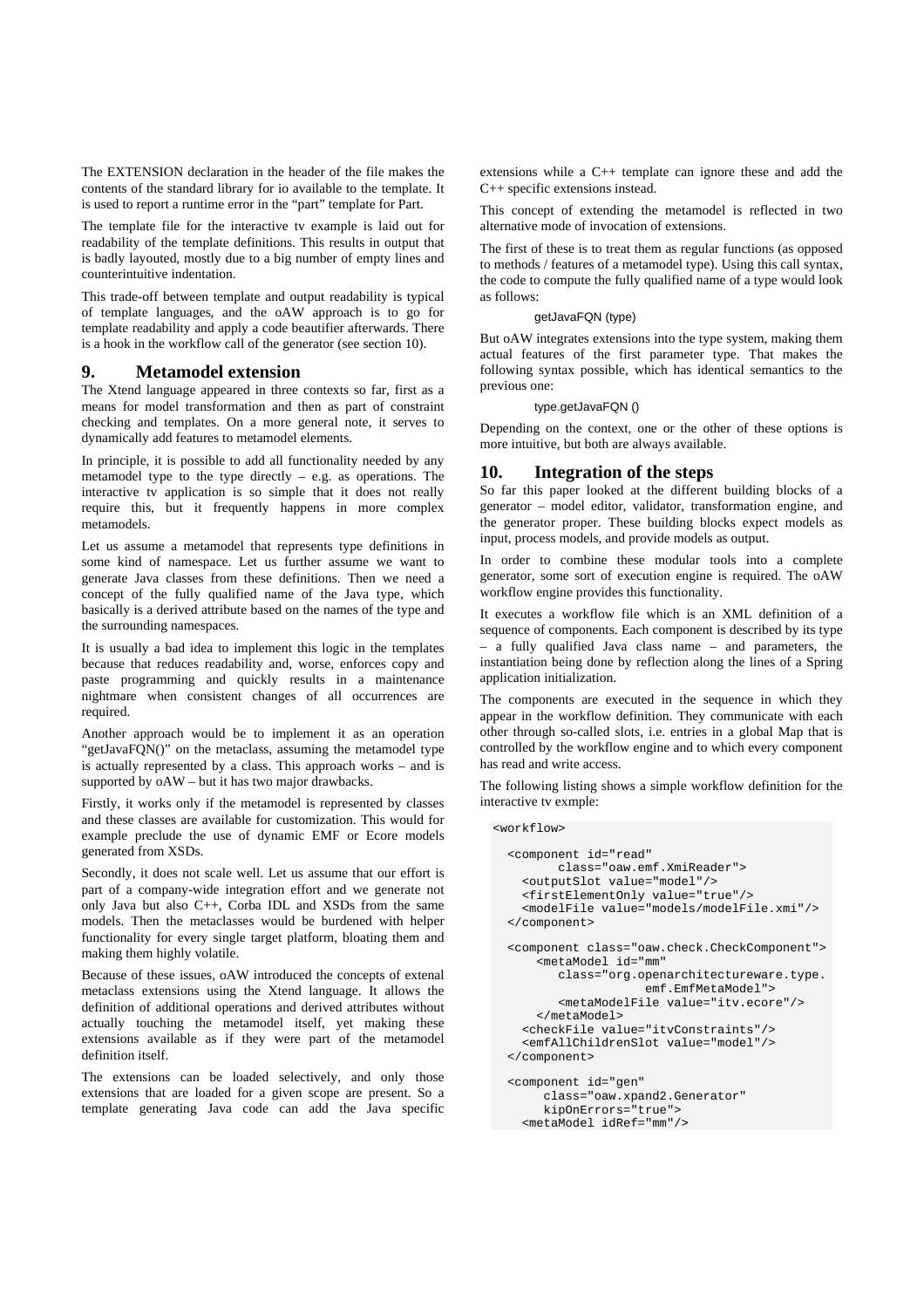The EXTENSION declaration in the header of the file makes the contents of the standard library for io available to the template. It is used to report a runtime error in the "part" template for Part.

The template file for the interactive tv example is laid out for readability of the template definitions. This results in output that is badly layouted, mostly due to a big number of empty lines and counterintuitive indentation.

This trade-off between template and output readability is typical of template languages, and the oAW approach is to go for template readability and apply a code beautifier afterwards. There is a hook in the workflow call of the generator (see section 10).

## 9. Metamodel extension

The Xtend language appeared in three contexts so far, first as a means for model transformation and then as part of constraint checking and templates. On a more general note, it serves to dynamically add features to metamodel elements.

In principle, it is possible to add all functionality needed by any metamodel type to the type directly – e.g. as operations. The interactive tv application is so simple that it does not really require this, but it frequently happens in more complex metamodels.

Let us assume a metamodel that represents type definitions in some kind of namespace. Let us further assume we want to generate Java classes from these definitions. Then we need a concept of the fully qualified name of the Java type, which basically is a derived attribute based on the names of the type and the surrounding namespaces.

It is usually a bad idea to implement this logic in the templates because that reduces readability and, worse, enforces copy and paste programming and quickly results in a maintenance nightmare when consistent changes of all occurrences are required.

Another approach would be to implement it as an operation "getJavaFQN()" on the metaclass, assuming the metamodel type is actually represented by a class. This approach works – and is supported by oAW – but it has two major drawbacks.

Firstly, it works only if the metamodel is represented by classes and these classes are available for customization. This would for example preclude the use of dynamic EMF or Ecore models generated from XSDs.

Secondly, it does not scale well. Let us assume that our effort is part of a company-wide integration effort and we generate not only Java but also C++, Corba IDL and XSDs from the same models. Then the metaclasses would be burdened with helper functionality for every single target platform, bloating them and making them highly volatile.

Because of these issues, oAW introduced the concepts of extenal metaclass extensions using the Xtend language. It allows the definition of additional operations and derived attributes without actually touching the metamodel itself, yet making these extensions available as if they were part of the metamodel definition itself.

The extensions can be loaded selectively, and only those extensions that are loaded for a given scope are present. So a template generating Java code can add the Java specific extensions while a C++ template can ignore these and add the C++ specific extensions instead.

This concept of extending the metamodel is reflected in two alternative mode of invocation of extensions.

The first of these is to treat them as regular functions (as opposed to methods / features of a metamodel type). Using this call syntax, the code to compute the fully qualified name of a type would look as follows:

```
getJavaFQN (type)
```

But oAW integrates extensions into the type system, making them actual features of the first parameter type. That makes the following syntax possible, which has identical semantics to the previous one:

```
type.getJavaFQN ()
```

Depending on the context, one or the other of these options is more intuitive, but both are always available.

## 10. Integration of the steps

So far this paper looked at the different building blocks of a generator – model editor, validator, transformation engine, and the generator proper. These building blocks expect models as input, process models, and provide models as output.

In order to combine these modular tools into a complete generator, some sort of execution engine is required. The oAW workflow engine provides this functionality.

It executes a workflow file which is an XML definition of a sequence of components. Each component is described by its type – a fully qualified Java class name – and parameters, the instantiation being done by reflection along the lines of a Spring application initialization.

The components are executed in the sequence in which they appear in the workflow definition. They communicate with each other through so-called slots, i.e. entries in a global Map that is controlled by the workflow engine and to which every component has read and write access.

The following listing shows a simple workflow definition for the interactive tv exmple:

```
<workflow>

  <component id="read"
        class="oaw.emf.XmiReader">
    <outputSlot value="model"/>
    <firstElementOnly value="true"/>
    <modelFile value="models/modelFile.xmi"/>
  </component>

  <component class="oaw.check.CheckComponent">
      <metaModel id="mm"
         class="org.openarchitectureware.type.
                      emf.EmfMetaModel">
         <metaModelFile value="itv.ecore"/>
      </metaModel>
    <checkFile value="itvConstraints"/>
    <emfAllChildrenSlot value="model"/>
  </component>

  <component id="gen"
       class="oaw.xpand2.Generator"
       kipOnErrors="true">
    <metaModel idRef="mm"/>
```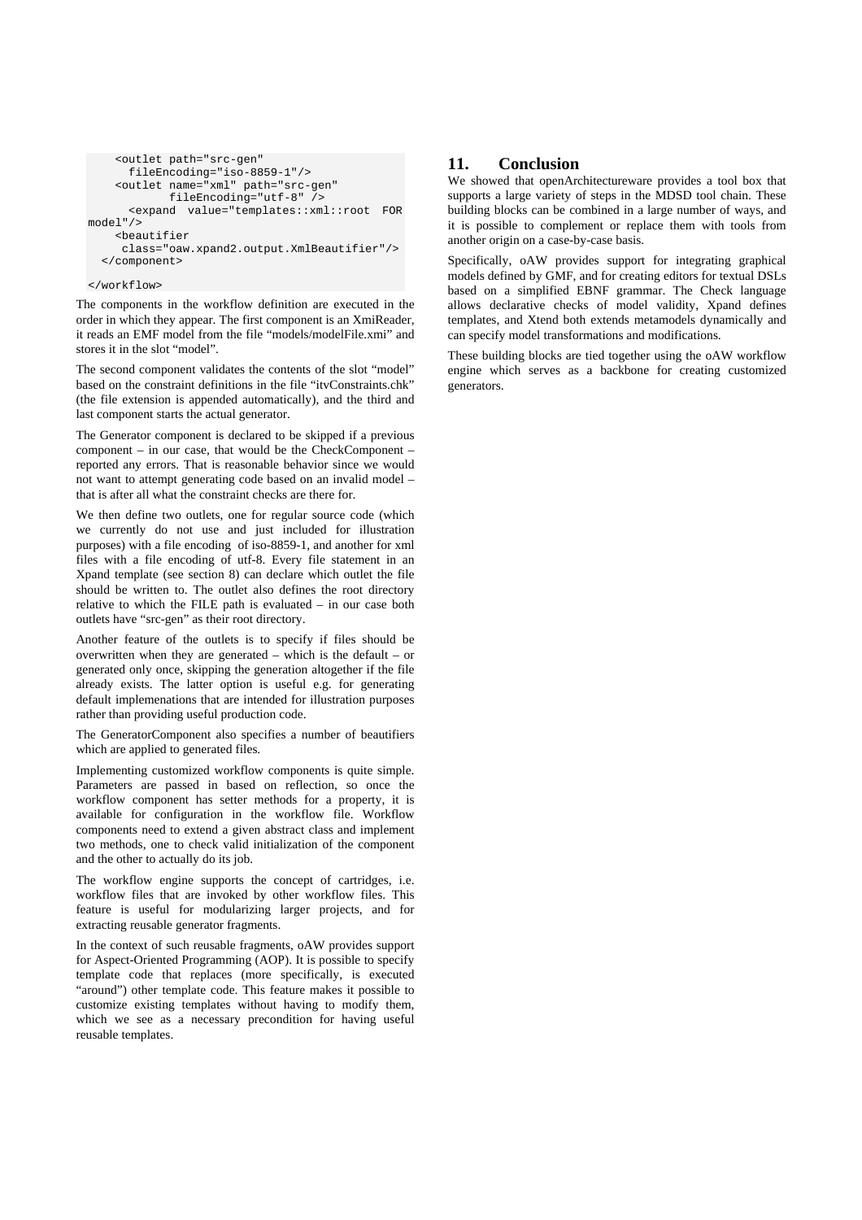```
    <outlet path="src-gen"
      fileEncoding="iso-8859-1"/>
    <outlet name="xml" path="src-gen"
            fileEncoding="utf-8" />
      <expand  value="templates::xml::root  FOR
model"/>
    <beautifier
     class="oaw.xpand2.output.XmlBeautifier"/>
  </component>

</workflow>
```

The components in the workflow definition are executed in the order in which they appear. The first component is an XmiReader, it reads an EMF model from the file “models/modelFile.xmi” and stores it in the slot “model”.

The second component validates the contents of the slot “model” based on the constraint definitions in the file “itvConstraints.chk” (the file extension is appended automatically), and the third and last component starts the actual generator.

The Generator component is declared to be skipped if a previous component – in our case, that would be the CheckComponent – reported any errors. That is reasonable behavior since we would not want to attempt generating code based on an invalid model – that is after all what the constraint checks are there for.

We then define two outlets, one for regular source code (which we currently do not use and just included for illustration purposes) with a file encoding of iso-8859-1, and another for xml files with a file encoding of utf-8. Every file statement in an Xpand template (see section 8) can declare which outlet the file should be written to. The outlet also defines the root directory relative to which the FILE path is evaluated – in our case both outlets have “src-gen” as their root directory.

Another feature of the outlets is to specify if files should be overwritten when they are generated – which is the default – or generated only once, skipping the generation altogether if the file already exists. The latter option is useful e.g. for generating default implemenations that are intended for illustration purposes rather than providing useful production code.

The GeneratorComponent also specifies a number of beautifiers which are applied to generated files.

Implementing customized workflow components is quite simple. Parameters are passed in based on reflection, so once the workflow component has setter methods for a property, it is available for configuration in the workflow file. Workflow components need to extend a given abstract class and implement two methods, one to check valid initialization of the component and the other to actually do its job.

The workflow engine supports the concept of cartridges, i.e. workflow files that are invoked by other workflow files. This feature is useful for modularizing larger projects, and for extracting reusable generator fragments.

In the context of such reusable fragments, oAW provides support for Aspect-Oriented Programming (AOP). It is possible to specify template code that replaces (more specifically, is executed “around”) other template code. This feature makes it possible to customize existing templates without having to modify them, which we see as a necessary precondition for having useful reusable templates.

## 11. Conclusion

We showed that openArchitectureware provides a tool box that supports a large variety of steps in the MDSD tool chain. These building blocks can be combined in a large number of ways, and it is possible to complement or replace them with tools from another origin on a case-by-case basis.

Specifically, oAW provides support for integrating graphical models defined by GMF, and for creating editors for textual DSLs based on a simplified EBNF grammar. The Check language allows declarative checks of model validity, Xpand defines templates, and Xtend both extends metamodels dynamically and can specify model transformations and modifications.

These building blocks are tied together using the oAW workflow engine which serves as a backbone for creating customized generators.